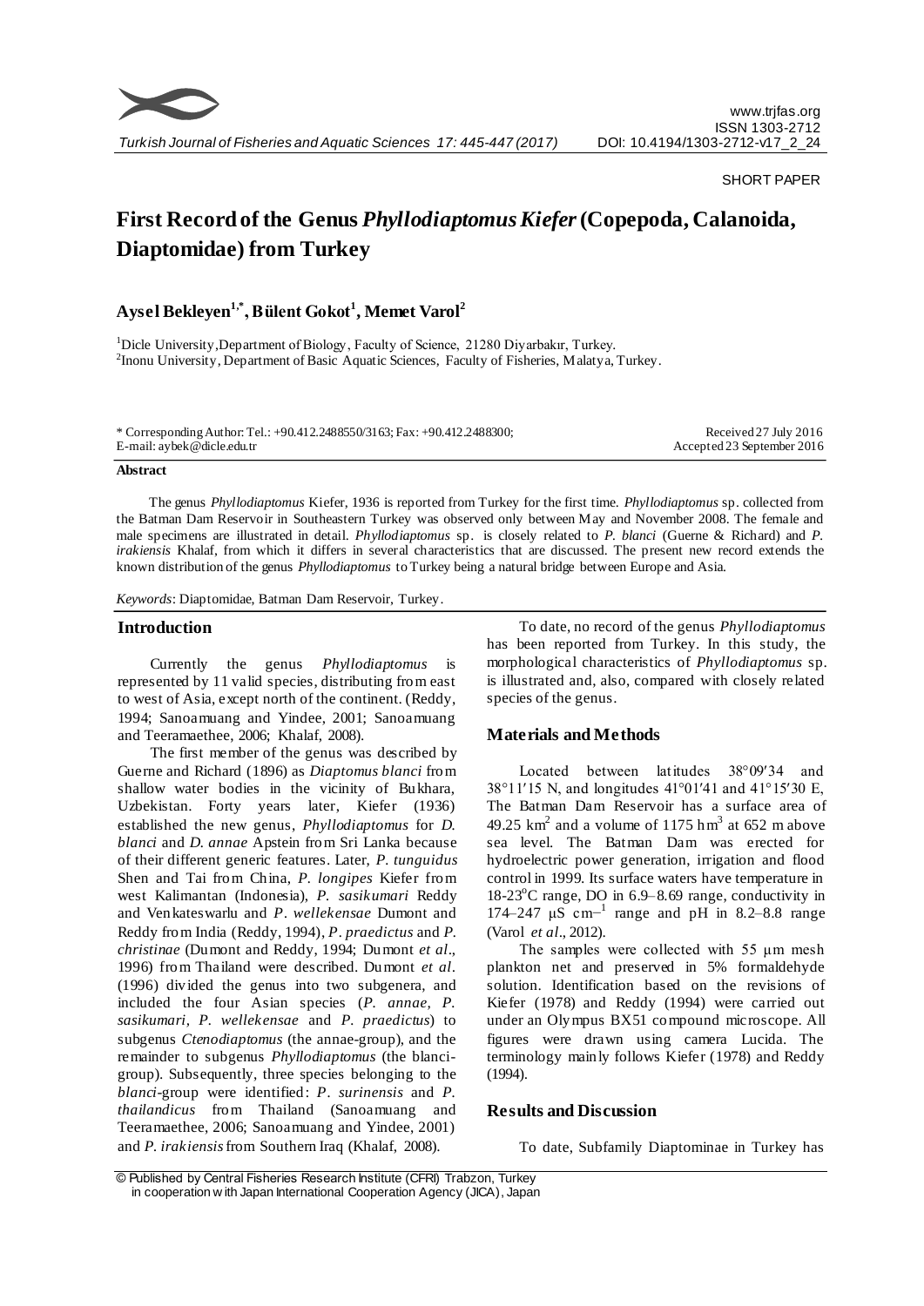SHORT PAPER

# First Record of the Genus *Phyllodiaptomus Kiefer* (Copepoda, Calanoida, Diaptomidae) from Turkey

**Aysel Bekleyen[1,*], Bülent Gokot[1], Memet Varol[2]**

[1]Dicle University, Department of Biology, Faculty of Science, 21280 Diyarbakır, Turkey.
[2]Inonu University, Department of Basic Aquatic Sciences, Faculty of Fisheries, Malatya, Turkey.

\* Corresponding Author: Tel.: +90.412.2488550/3163; Fax: +90.412.2488300; E-mail: aybek@dicle.edu.tr

Received 27 July 2016
Accepted 23 September 2016

**Abstract**

The genus *Phyllodiaptomus* Kiefer, 1936 is reported from Turkey for the first time. *Phyllodiaptomus* sp. collected from the Batman Dam Reservoir in Southeastern Turkey was observed only between May and November 2008. The female and male specimens are illustrated in detail. *Phyllodiaptomus* sp. is closely related to *P. blanci* (Guerne & Richard) and *P. irakiensis* Khalaf, from which it differs in several characteristics that are discussed. The present new record extends the known distribution of the genus *Phyllodiaptomus* to Turkey being a natural bridge between Europe and Asia.

*Keywords*: Diaptomidae, Batman Dam Reservoir, Turkey.

## Introduction

Currently the genus *Phyllodiaptomus* is represented by 11 valid species, distributing from east to west of Asia, except north of the continent. (Reddy, 1994; Sanoamuang and Yindee, 2001; Sanoamuang and Teeramaethee, 2006; Khalaf, 2008).

The first member of the genus was described by Guerne and Richard (1896) as *Diaptomus blanci* from shallow water bodies in the vicinity of Bukhara, Uzbekistan. Forty years later, Kiefer (1936) established the new genus, *Phyllodiaptomus* for *D. blanci* and *D. annae* Apstein from Sri Lanka because of their different generic features. Later, *P. tunguidus* Shen and Tai from China, *P. longipes* Kiefer from west Kalimantan (Indonesia), *P. sasikumari* Reddy and Venkateswarlu and *P. wellekensae* Dumont and Reddy from India (Reddy, 1994), *P. praedictus* and *P. christinae* (Dumont and Reddy, 1994; Dumont *et al*., 1996) from Thailand were described. Dumont *et al*. (1996) divided the genus into two subgenera, and included the four Asian species (*P. annae, P. sasikumari, P. wellekensae* and *P. praedictus*) to subgenus *Ctenodiaptomus* (the annae-group), and the remainder to subgenus *Phyllodiaptomus* (the blanci-group). Subsequently, three species belonging to the *blanci*-group were identified: *P. surinensis* and *P. thailandicus* from Thailand (Sanoamuang and Teeramaethee, 2006; Sanoamuang and Yindee, 2001) and *P. irakiensis* from Southern Iraq (Khalaf, 2008).

To date, no record of the genus *Phyllodiaptomus* has been reported from Turkey. In this study, the morphological characteristics of *Phyllodiaptomus* sp. is illustrated and, also, compared with closely related species of the genus.

## Materials and Methods

Located between latitudes 38°09′34 and 38°11′15 N, and longitudes 41°01′41 and 41°15′30 E, The Batman Dam Reservoir has a surface area of 49.25 km$^2$ and a volume of 1175 hm$^3$ at 652 m above sea level. The Batman Dam was erected for hydroelectric power generation, irrigation and flood control in 1999. Its surface waters have temperature in 18-23$^o$C range, DO in 6.9–8.69 range, conductivity in 174–247 µS cm$^{-1}$ range and pH in 8.2–8.8 range (Varol *et al*., 2012).

The samples were collected with 55 µm mesh plankton net and preserved in 5% formaldehyde solution. Identification based on the revisions of Kiefer (1978) and Reddy (1994) were carried out under an Olympus BX51 compound microscope. All figures were drawn using camera Lucida. The terminology mainly follows Kiefer (1978) and Reddy (1994).

## Results and Discussion

To date, Subfamily Diaptominae in Turkey has

© Published by Central Fisheries Research Institute (CFRI) Trabzon, Turkey in cooperation with Japan International Cooperation Agency (JICA), Japan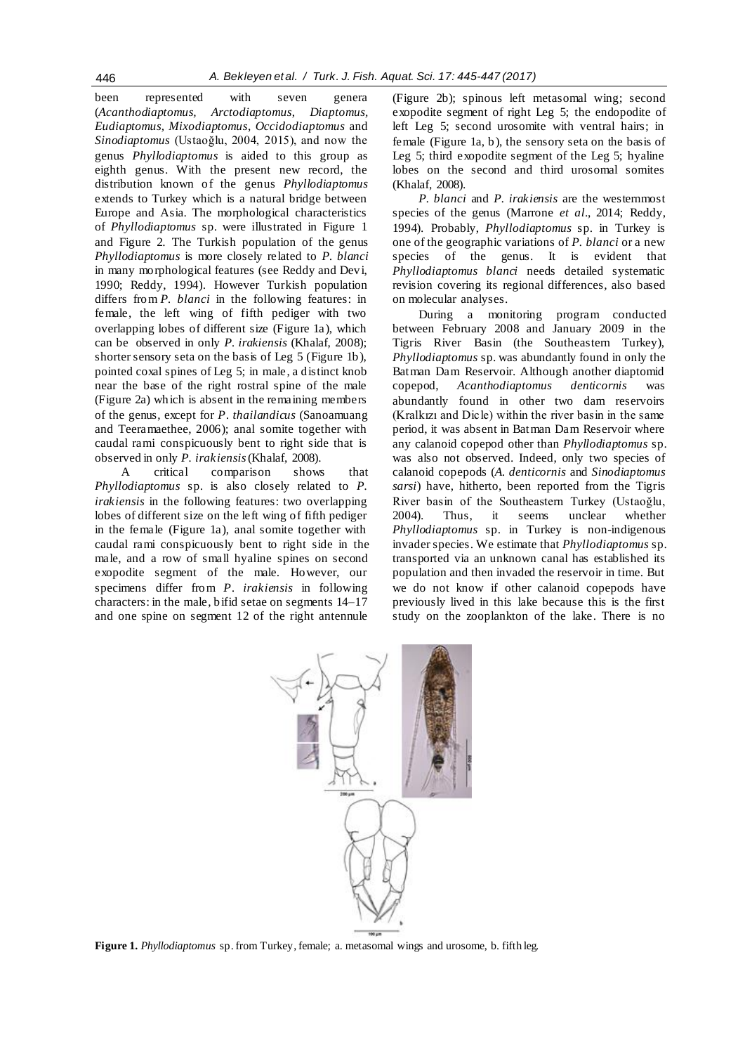been represented with seven genera (*Acanthodiaptomus, Arctodiaptomus*, *Diaptomus*, *Eudiaptomus, Mixodiaptomus*, *Occidodiaptomus* and *Sinodiaptomus* (Ustaoğlu, 2004, 2015), and now the genus *Phyllodiaptomus* is aided to this group as eighth genus. With the present new record, the distribution known of the genus *Phyllodiaptomus* extends to Turkey which is a natural bridge between Europe and Asia. The morphological characteristics of *Phyllodiaptomus* sp. were illustrated in Figure 1 and Figure 2. The Turkish population of the genus *Phyllodiaptomus* is more closely related to *P. blanci* in many morphological features (see Reddy and Devi, 1990; Reddy, 1994). However Turkish population differs from *P. blanci* in the following features: in female, the left wing of fifth pediger with two overlapping lobes of different size (Figure 1a), which can be observed in only *P. irakiensis* (Khalaf, 2008); shorter sensory seta on the basis of Leg 5 (Figure 1b), pointed coxal spines of Leg 5; in male, a distinct knob near the base of the right rostral spine of the male (Figure 2a) which is absent in the remaining members of the genus, except for *P. thailandicus* (Sanoamuang and Teeramaethee, 2006); anal somite together with caudal rami conspicuously bent to right side that is observed in only *P. irakiensis* (Khalaf, 2008).

A critical comparison shows that *Phyllodiaptomus* sp. is also closely related to *P. irakiensis* in the following features: two overlapping lobes of different size on the left wing of fifth pediger in the female (Figure 1a), anal somite together with caudal rami conspicuously bent to right side in the male, and a row of small hyaline spines on second exopodite segment of the male. However, our specimens differ from *P. irakiensis* in following characters: in the male, bifid setae on segments 14–17 and one spine on segment 12 of the right antennule (Figure 2b); spinous left metasomal wing; second exopodite segment of right Leg 5; the endopodite of left Leg 5; second urosomite with ventral hairs; in female (Figure 1a, b), the sensory seta on the basis of Leg 5; third exopodite segment of the Leg 5; hyaline lobes on the second and third urosomal somites (Khalaf, 2008).

*P. blanci* and *P. irakiensis* are the westernmost species of the genus (Marrone *et al*., 2014; Reddy, 1994). Probably, *Phyllodiaptomus* sp. in Turkey is one of the geographic variations of *P. blanci* or a new species of the genus. It is evident that *Phyllodiaptomus blanci* needs detailed systematic revision covering its regional differences, also based on molecular analyses.

During a monitoring program conducted between February 2008 and January 2009 in the Tigris River Basin (the Southeastern Turkey), *Phyllodiaptomus* sp. was abundantly found in only the Batman Dam Reservoir. Although another diaptomid copepod, *Acanthodiaptomus denticornis* was abundantly found in other two dam reservoirs (Kralkızı and Dicle) within the river basin in the same period, it was absent in Batman Dam Reservoir where any calanoid copepod other than *Phyllodiaptomus* sp. was also not observed. Indeed, only two species of calanoid copepods (*A. denticornis* and *Sinodiaptomus sarsi*) have, hitherto, been reported from the Tigris River basin of the Southeastern Turkey (Ustaoğlu, 2004). Thus, it seems unclear whether *Phyllodiaptomus* sp. in Turkey is non-indigenous invader species. We estimate that *Phyllodiaptomus* sp. transported via an unknown canal has established its population and then invaded the reservoir in time. But we do not know if other calanoid copepods have previously lived in this lake because this is the first study on the zooplankton of the lake. There is no

**Figure 1.** *Phyllodiaptomus* sp. from Turkey, female; a. metasomal wings and urosome, b. fifth leg.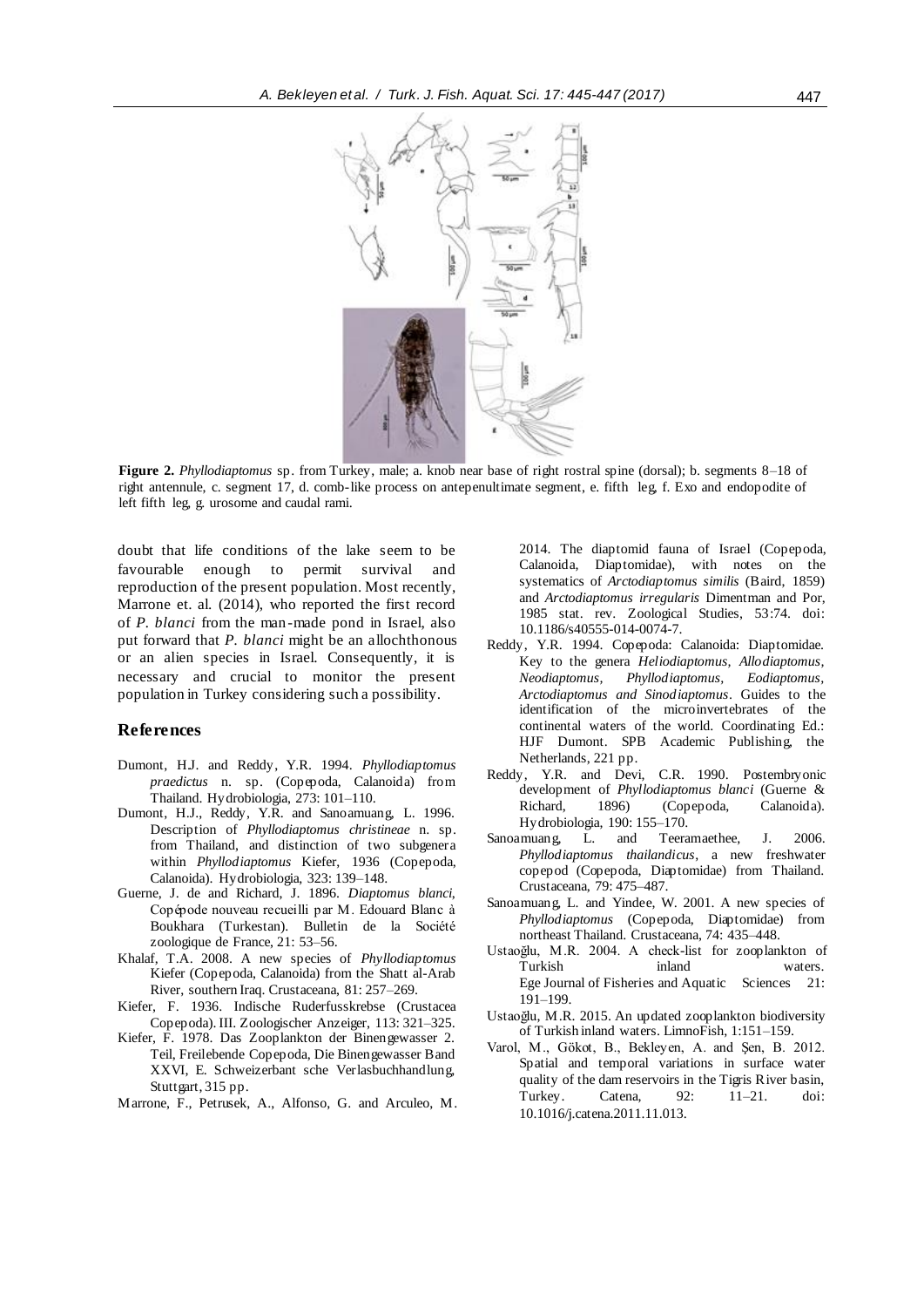**Figure 2.** *Phyllodiaptomus* sp. from Turkey, male; a. knob near base of right rostral spine (dorsal); b. segments 8–18 of right antennule, c. segment 17, d. comb-like process on antepenultimate segment, e. fifth leg, f. Exo and endopodite of left fifth leg, g. urosome and caudal rami.

doubt that life conditions of the lake seem to be favourable enough to permit survival and reproduction of the present population. Most recently, Marrone et. al. (2014), who reported the first record of *P. blanci* from the man-made pond in Israel, also put forward that *P. blanci* might be an allochthonous or an alien species in Israel. Consequently, it is necessary and crucial to monitor the present population in Turkey considering such a possibility.

## References

Dumont, H.J. and Reddy, Y.R. 1994. *Phyllodiaptomus praedictus* n. sp. (Copepoda, Calanoida) from Thailand. Hydrobiologia, 273: 101–110.

Dumont, H.J., Reddy, Y.R. and Sanoamuang, L. 1996. Description of *Phyllodiaptomus christineae* n. sp. from Thailand, and distinction of two subgenera within *Phyllodiaptomus* Kiefer, 1936 (Copepoda, Calanoida). Hydrobiologia, 323: 139–148.

Guerne, J. de and Richard, J. 1896. *Diaptomus blanci*, Copépode nouveau recueilli par M. Edouard Blanc à Boukhara (Turkestan). Bulletin de la Société zoologique de France, 21: 53–56.

Khalaf, T.A. 2008. A new species of *Phyllodiaptomus* Kiefer (Copepoda, Calanoida) from the Shatt al-Arab River, southern Iraq. Crustaceana, 81: 257–269.

Kiefer, F. 1936. Indische Ruderfusskrebse (Crustacea Copepoda). III. Zoologischer Anzeiger, 113: 321–325.

Kiefer, F. 1978. Das Zooplankton der Binengewasser 2. Teil, Freilebende Copepoda, Die Binengewasser Band XXVI, E. Schweizerbant sche Verlasbuchhandlung, Stuttgart, 315 pp.

Marrone, F., Petrusek, A., Alfonso, G. and Arculeo, M. 2014. The diaptomid fauna of Israel (Copepoda, Calanoida, Diaptomidae), with notes on the systematics of *Arctodiaptomus similis* (Baird, 1859) and *Arctodiaptomus irregularis* Dimentman and Por, 1985 stat. rev. Zoological Studies, 53:74. doi: 10.1186/s40555-014-0074-7.

Reddy, Y.R. 1994. Copepoda: Calanoida: Diaptomidae. Key to the genera *Heliodiaptomus, Allodiaptomus, Neodiaptomus, Phyllodiaptomus, Eodiaptomus, Arctodiaptomus and Sinodiaptomus*. Guides to the identification of the microinvertebrates of the continental waters of the world. Coordinating Ed.: HJF Dumont. SPB Academic Publishing, the Netherlands, 221 pp.

Reddy, Y.R. and Devi, C.R. 1990. Postembryonic development of *Phyllodiaptomus blanci* (Guerne & Richard, 1896) (Copepoda, Calanoida). Hydrobiologia, 190: 155–170.

Sanoamuang, L. and Teeramaethee, J. 2006. *Phyllodiaptomus thailandicus*, a new freshwater copepod (Copepoda, Diaptomidae) from Thailand. Crustaceana, 79: 475–487.

Sanoamuang, L. and Yindee, W. 2001. A new species of *Phyllodiaptomus* (Copepoda, Diaptomidae) from northeast Thailand. Crustaceana, 74: 435–448.

Ustaoğlu, M.R. 2004. A check-list for zooplankton of Turkish inland waters. Ege Journal of Fisheries and Aquatic Sciences 21: 191–199.

Ustaoğlu, M.R. 2015. An updated zooplankton biodiversity of Turkish inland waters. LimnoFish, 1:151–159.

Varol, M., Gökot, B., Bekleyen, A. and Şen, B. 2012. Spatial and temporal variations in surface water quality of the dam reservoirs in the Tigris River basin, Turkey. Catena, 92: 11–21. doi: 10.1016/j.catena.2011.11.013.